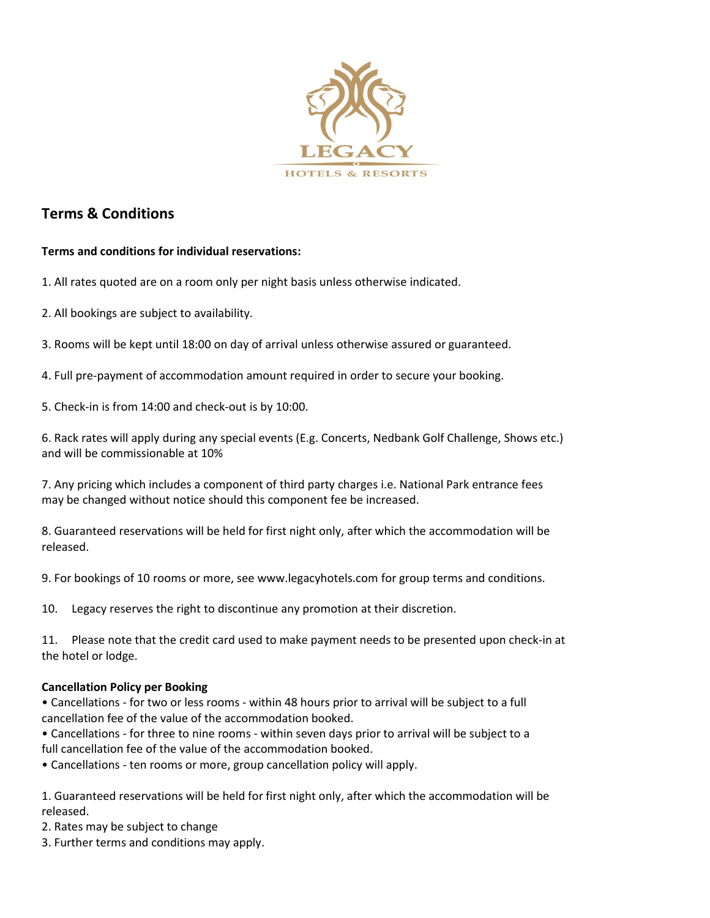LEGACY

HOTELS & RESORTS

## Terms & Conditions

**Terms and conditions for individual reservations:**

1. All rates quoted are on a room only per night basis unless otherwise indicated.

2. All bookings are subject to availability.

3. Rooms will be kept until 18:00 on day of arrival unless otherwise assured or guaranteed.

4. Full pre-payment of accommodation amount required in order to secure your booking.

5. Check-in is from 14:00 and check-out is by 10:00.

6. Rack rates will apply during any special events (E.g. Concerts, Nedbank Golf Challenge, Shows etc.) and will be commissionable at 10%

7. Any pricing which includes a component of third party charges i.e. National Park entrance fees may be changed without notice should this component fee be increased.

8. Guaranteed reservations will be held for first night only, after which the accommodation will be released.

9. For bookings of 10 rooms or more, see www.legacyhotels.com for group terms and conditions.

10. Legacy reserves the right to discontinue any promotion at their discretion.

11. Please note that the credit card used to make payment needs to be presented upon check-in at the hotel or lodge.

**Cancellation Policy per Booking**

- Cancellations - for two or less rooms - within 48 hours prior to arrival will be subject to a full cancellation fee of the value of the accommodation booked.
- Cancellations - for three to nine rooms - within seven days prior to arrival will be subject to a full cancellation fee of the value of the accommodation booked.
- Cancellations - ten rooms or more, group cancellation policy will apply.

1. Guaranteed reservations will be held for first night only, after which the accommodation will be released.
2. Rates may be subject to change
3. Further terms and conditions may apply.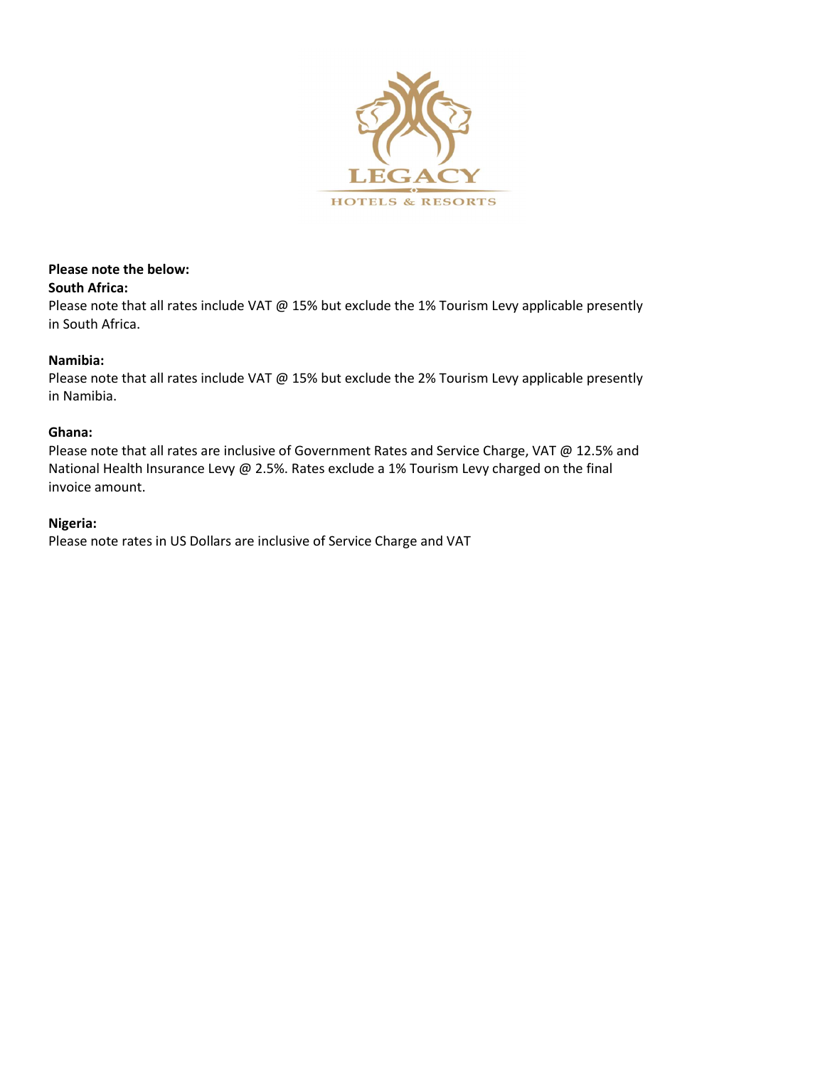**Please note the below:**

**South Africa:**

Please note that all rates include VAT @ 15% but exclude the 1% Tourism Levy applicable presently in South Africa.

**Namibia:**

Please note that all rates include VAT @ 15% but exclude the 2% Tourism Levy applicable presently in Namibia.

**Ghana:**

Please note that all rates are inclusive of Government Rates and Service Charge, VAT @ 12.5% and National Health Insurance Levy @ 2.5%. Rates exclude a 1% Tourism Levy charged on the final invoice amount.

**Nigeria:**

Please note rates in US Dollars are inclusive of Service Charge and VAT